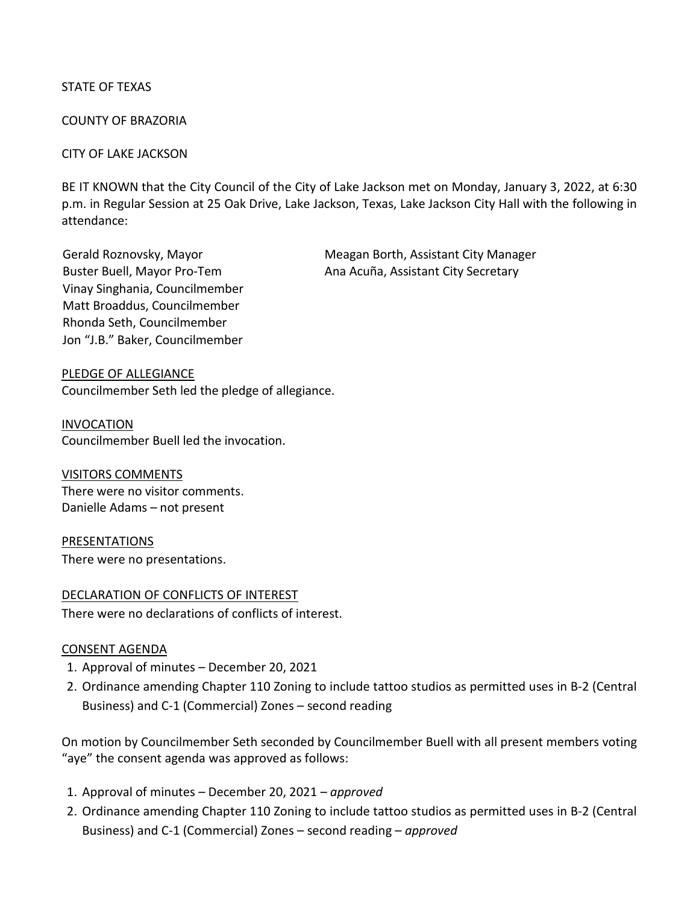STATE OF TEXAS

COUNTY OF BRAZORIA

CITY OF LAKE JACKSON

BE IT KNOWN that the City Council of the City of Lake Jackson met on Monday, January 3, 2022, at 6:30 p.m. in Regular Session at 25 Oak Drive, Lake Jackson, Texas, Lake Jackson City Hall with the following in attendance:

Gerald Roznovsky, Mayor
Buster Buell, Mayor Pro-Tem
Vinay Singhania, Councilmember
Matt Broaddus, Councilmember
Rhonda Seth, Councilmember
Jon "J.B." Baker, Councilmember

Meagan Borth, Assistant City Manager
Ana Acuña, Assistant City Secretary

PLEDGE OF ALLEGIANCE
Councilmember Seth led the pledge of allegiance.

INVOCATION
Councilmember Buell led the invocation.

VISITORS COMMENTS
There were no visitor comments.
Danielle Adams – not present

PRESENTATIONS
There were no presentations.

DECLARATION OF CONFLICTS OF INTEREST
There were no declarations of conflicts of interest.

CONSENT AGENDA

1. Approval of minutes – December 20, 2021
2. Ordinance amending Chapter 110 Zoning to include tattoo studios as permitted uses in B-2 (Central Business) and C-1 (Commercial) Zones – second reading

On motion by Councilmember Seth seconded by Councilmember Buell with all present members voting "aye" the consent agenda was approved as follows:

1. Approval of minutes – December 20, 2021 – *approved*
2. Ordinance amending Chapter 110 Zoning to include tattoo studios as permitted uses in B-2 (Central Business) and C-1 (Commercial) Zones – second reading – *approved*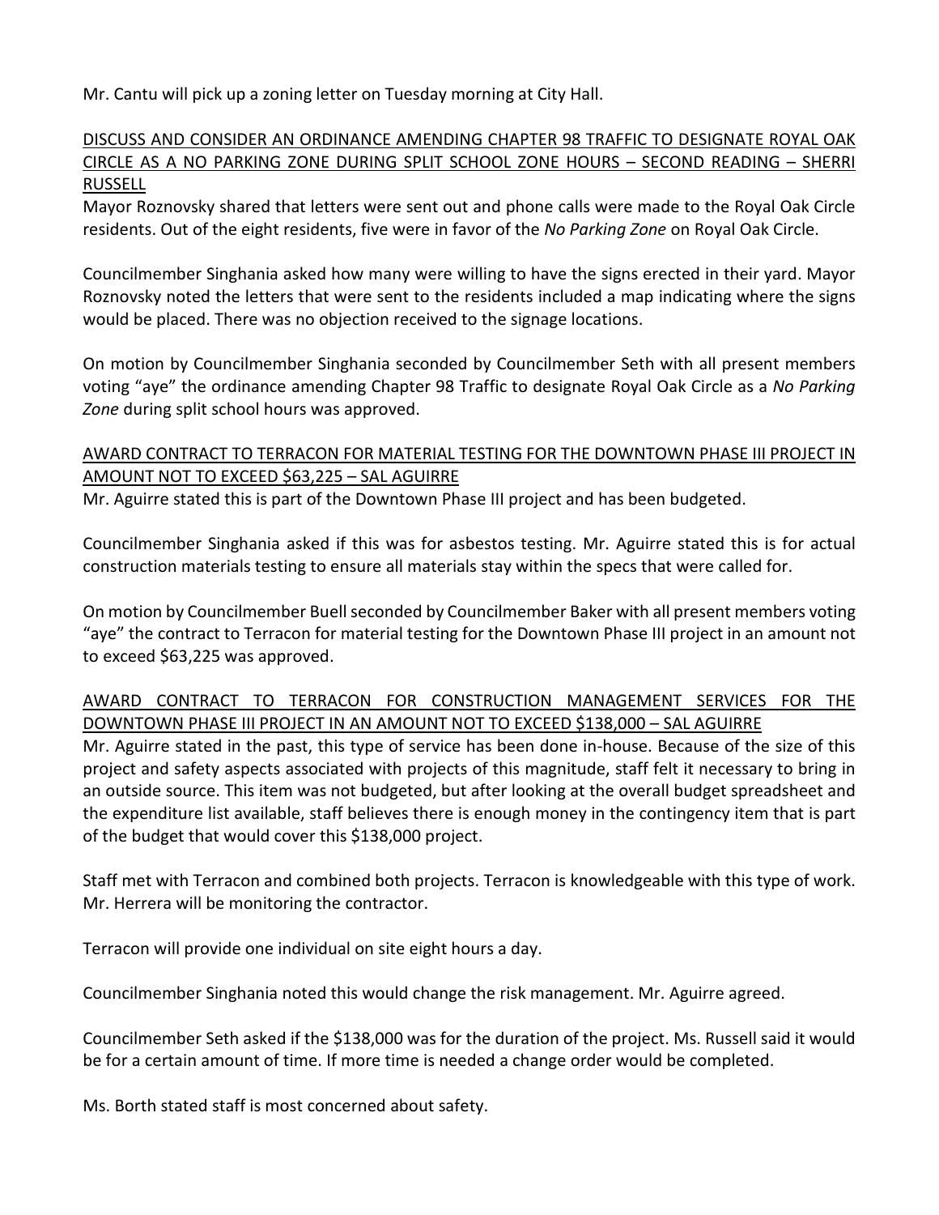Mr. Cantu will pick up a zoning letter on Tuesday morning at City Hall.

<u>DISCUSS AND CONSIDER AN ORDINANCE AMENDING CHAPTER 98 TRAFFIC TO DESIGNATE ROYAL OAK CIRCLE AS A NO PARKING ZONE DURING SPLIT SCHOOL ZONE HOURS – SECOND READING – SHERRI RUSSELL</u>

Mayor Roznovsky shared that letters were sent out and phone calls were made to the Royal Oak Circle residents. Out of the eight residents, five were in favor of the *No Parking Zone* on Royal Oak Circle.

Councilmember Singhania asked how many were willing to have the signs erected in their yard. Mayor Roznovsky noted the letters that were sent to the residents included a map indicating where the signs would be placed. There was no objection received to the signage locations.

On motion by Councilmember Singhania seconded by Councilmember Seth with all present members voting "aye" the ordinance amending Chapter 98 Traffic to designate Royal Oak Circle as a *No Parking Zone* during split school hours was approved.

<u>AWARD CONTRACT TO TERRACON FOR MATERIAL TESTING FOR THE DOWNTOWN PHASE III PROJECT IN AMOUNT NOT TO EXCEED $63,225 – SAL AGUIRRE</u>

Mr. Aguirre stated this is part of the Downtown Phase III project and has been budgeted.

Councilmember Singhania asked if this was for asbestos testing. Mr. Aguirre stated this is for actual construction materials testing to ensure all materials stay within the specs that were called for.

On motion by Councilmember Buell seconded by Councilmember Baker with all present members voting "aye" the contract to Terracon for material testing for the Downtown Phase III project in an amount not to exceed $63,225 was approved.

<u>AWARD CONTRACT TO TERRACON FOR CONSTRUCTION MANAGEMENT SERVICES FOR THE DOWNTOWN PHASE III PROJECT IN AN AMOUNT NOT TO EXCEED $138,000 – SAL AGUIRRE</u>

Mr. Aguirre stated in the past, this type of service has been done in-house. Because of the size of this project and safety aspects associated with projects of this magnitude, staff felt it necessary to bring in an outside source. This item was not budgeted, but after looking at the overall budget spreadsheet and the expenditure list available, staff believes there is enough money in the contingency item that is part of the budget that would cover this $138,000 project.

Staff met with Terracon and combined both projects. Terracon is knowledgeable with this type of work. Mr. Herrera will be monitoring the contractor.

Terracon will provide one individual on site eight hours a day.

Councilmember Singhania noted this would change the risk management. Mr. Aguirre agreed.

Councilmember Seth asked if the $138,000 was for the duration of the project. Ms. Russell said it would be for a certain amount of time. If more time is needed a change order would be completed.

Ms. Borth stated staff is most concerned about safety.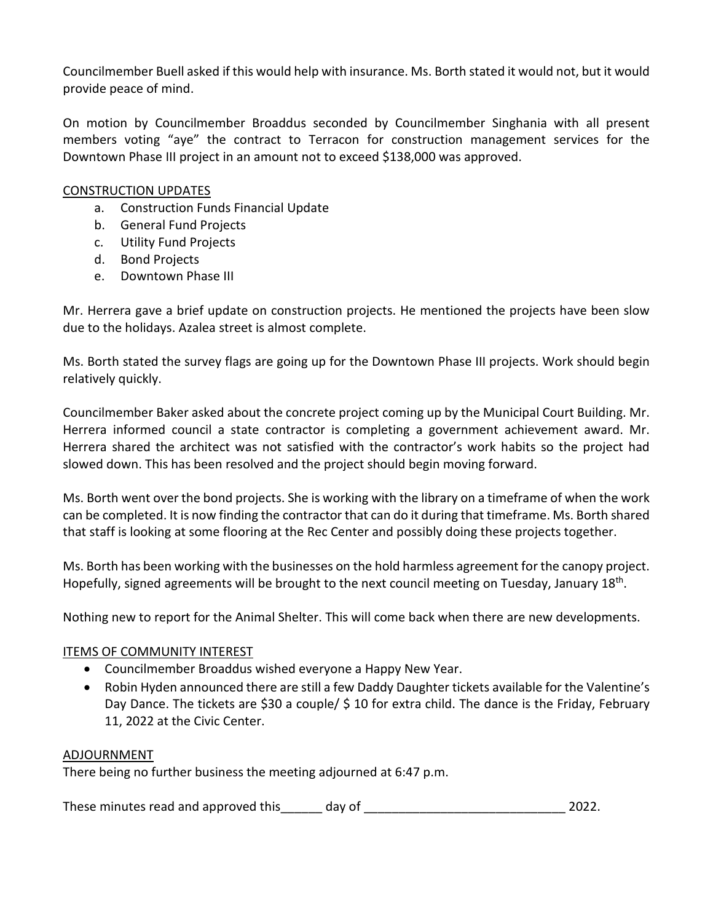Councilmember Buell asked if this would help with insurance. Ms. Borth stated it would not, but it would provide peace of mind.

On motion by Councilmember Broaddus seconded by Councilmember Singhania with all present members voting "aye" the contract to Terracon for construction management services for the Downtown Phase III project in an amount not to exceed $138,000 was approved.

CONSTRUCTION UPDATES

a. Construction Funds Financial Update
b. General Fund Projects
c. Utility Fund Projects
d. Bond Projects
e. Downtown Phase III

Mr. Herrera gave a brief update on construction projects. He mentioned the projects have been slow due to the holidays. Azalea street is almost complete.

Ms. Borth stated the survey flags are going up for the Downtown Phase III projects. Work should begin relatively quickly.

Councilmember Baker asked about the concrete project coming up by the Municipal Court Building. Mr. Herrera informed council a state contractor is completing a government achievement award. Mr. Herrera shared the architect was not satisfied with the contractor's work habits so the project had slowed down. This has been resolved and the project should begin moving forward.

Ms. Borth went over the bond projects. She is working with the library on a timeframe of when the work can be completed. It is now finding the contractor that can do it during that timeframe. Ms. Borth shared that staff is looking at some flooring at the Rec Center and possibly doing these projects together.

Ms. Borth has been working with the businesses on the hold harmless agreement for the canopy project. Hopefully, signed agreements will be brought to the next council meeting on Tuesday, January 18th.

Nothing new to report for the Animal Shelter. This will come back when there are new developments.

ITEMS OF COMMUNITY INTEREST

- Councilmember Broaddus wished everyone a Happy New Year.
- Robin Hyden announced there are still a few Daddy Daughter tickets available for the Valentine's Day Dance. The tickets are $30 a couple/ $ 10 for extra child. The dance is the Friday, February 11, 2022 at the Civic Center.

ADJOURNMENT

There being no further business the meeting adjourned at 6:47 p.m.

These minutes read and approved this______ day of _____________________________ 2022.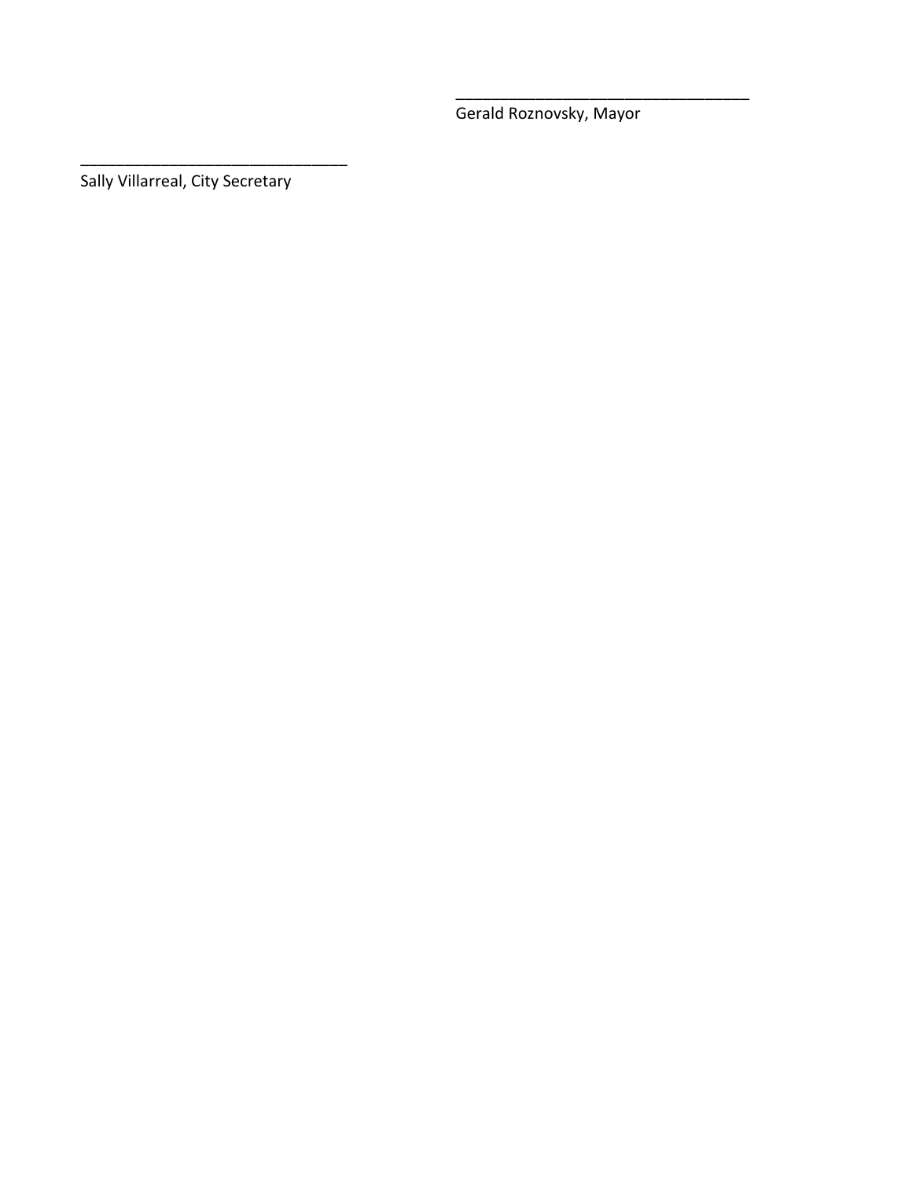\_\_\_\_\_\_\_\_\_\_\_\_\_\_\_\_\_\_\_\_\_\_\_\_\_\_\_\_\_\_\_\_\_

Gerald Roznovsky, Mayor

\_\_\_\_\_\_\_\_\_\_\_\_\_\_\_\_\_\_\_\_\_\_\_\_\_\_\_\_\_\_\_

Sally Villarreal, City Secretary